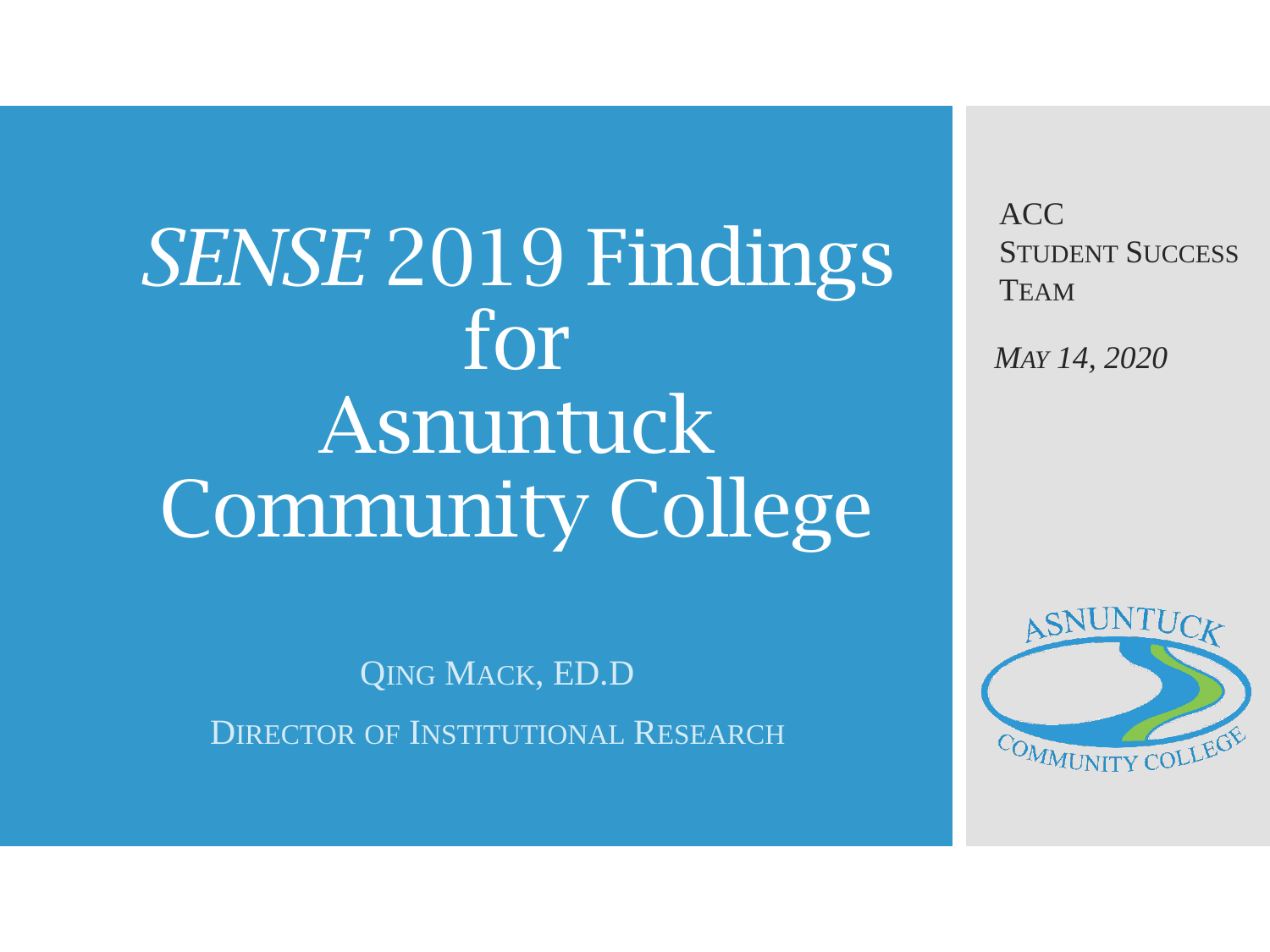# *SENSE* 2019 Findings for Asnuntuck Community College

QING MACK, ED.D

DIRECTOR OF INSTITUTIONAL RESEARCH

ACC
STUDENT SUCCESS
TEAM

*MAY 14, 2020*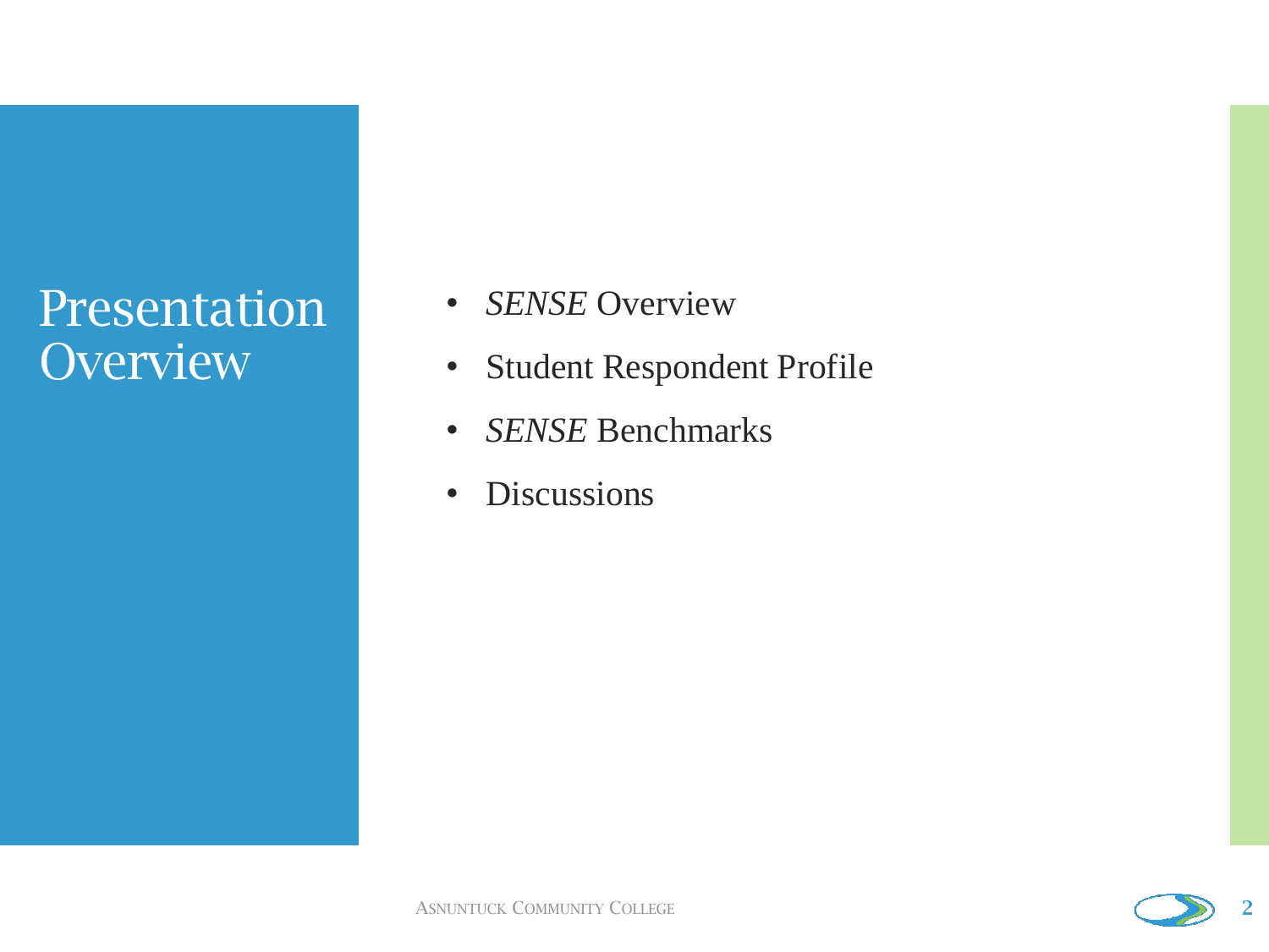# Presentation Overview

- *SENSE* Overview
- Student Respondent Profile
- *SENSE* Benchmarks
- Discussions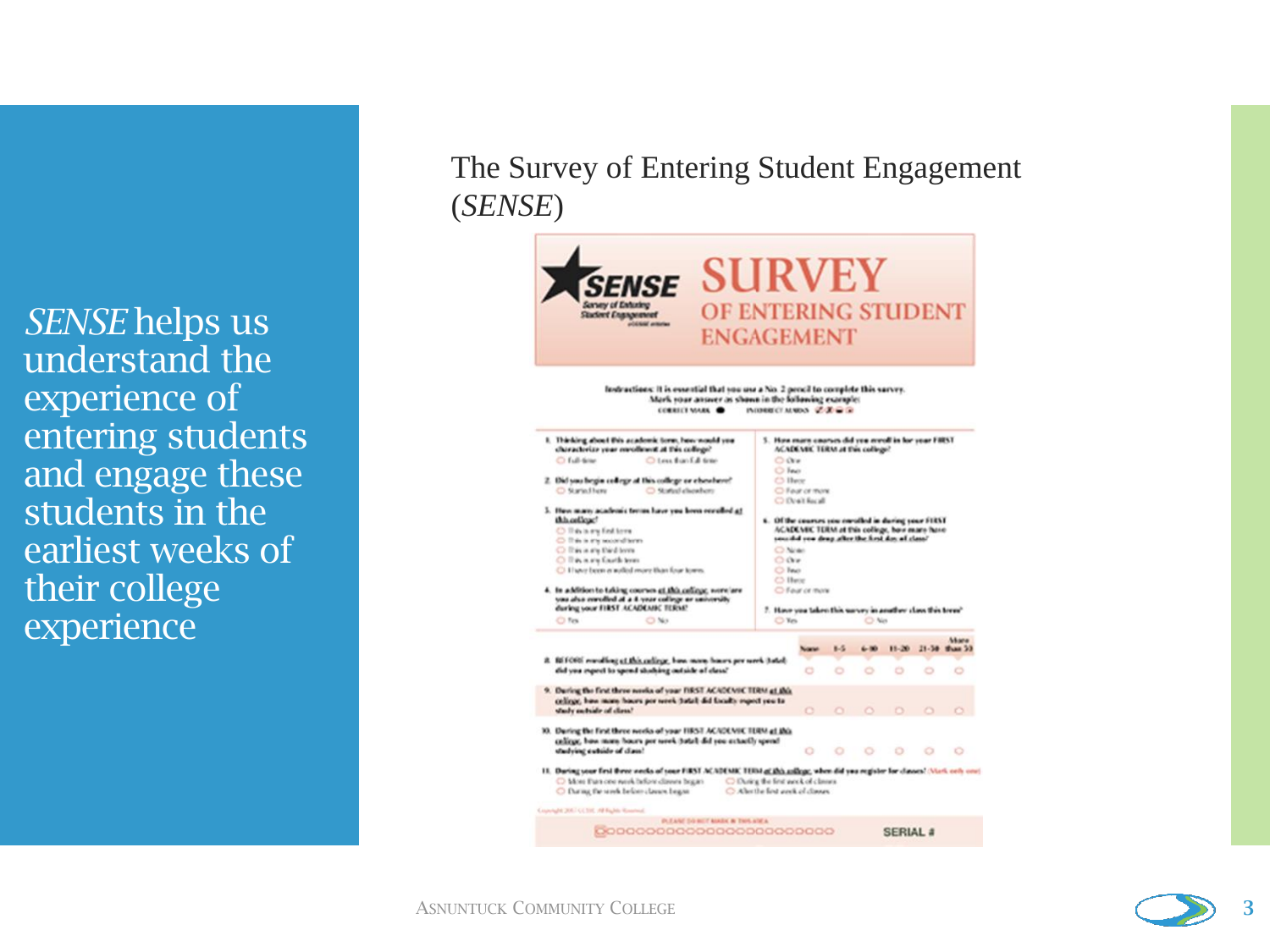*SENSE* helps us understand the experience of entering students and engage these students in the earliest weeks of their college experience

The Survey of Entering Student Engagement (*SENSE*)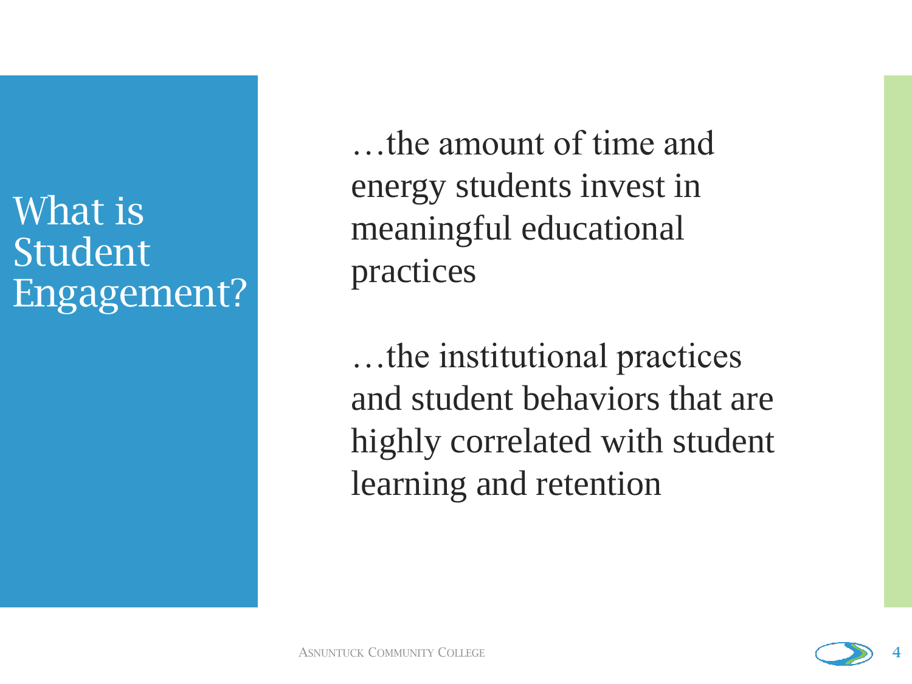# What is Student Engagement?

…the amount of time and energy students invest in meaningful educational practices

…the institutional practices and student behaviors that are highly correlated with student learning and retention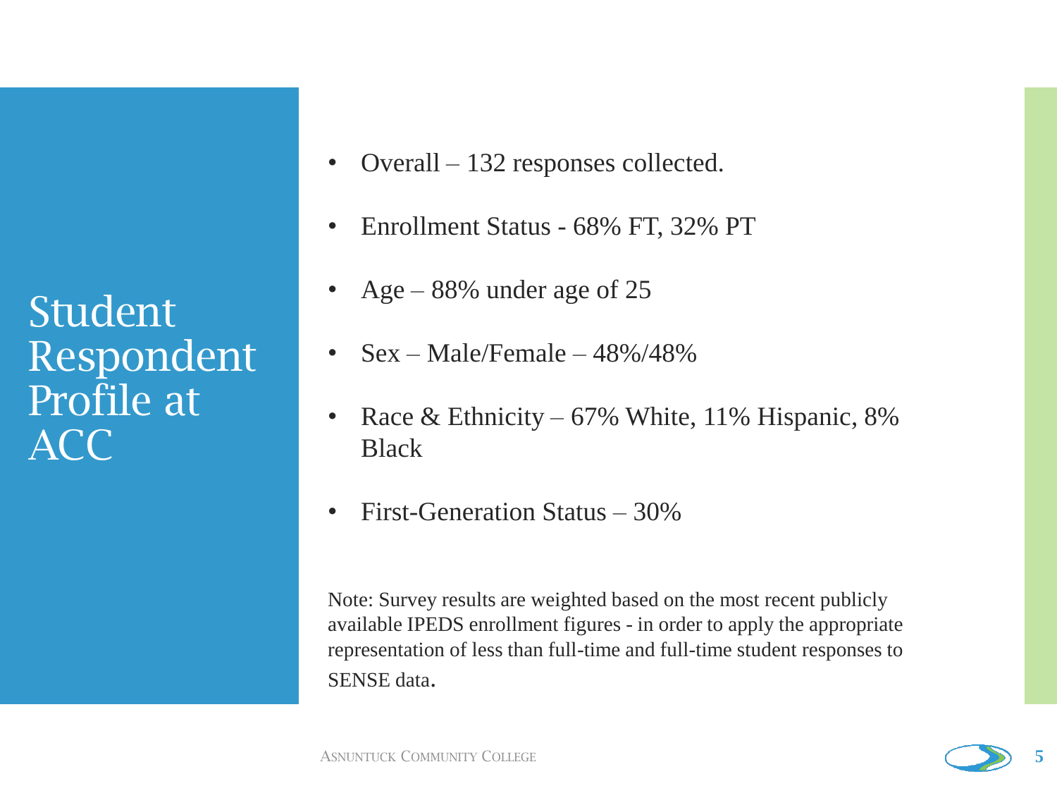# Student Respondent Profile at ACC

- Overall – 132 responses collected.
- Enrollment Status - 68% FT, 32% PT
- Age – 88% under age of 25
- Sex – Male/Female – 48%/48%
- Race & Ethnicity – 67% White, 11% Hispanic, 8% Black
- First-Generation Status – 30%

Note: Survey results are weighted based on the most recent publicly available IPEDS enrollment figures - in order to apply the appropriate representation of less than full-time and full-time student responses to SENSE data.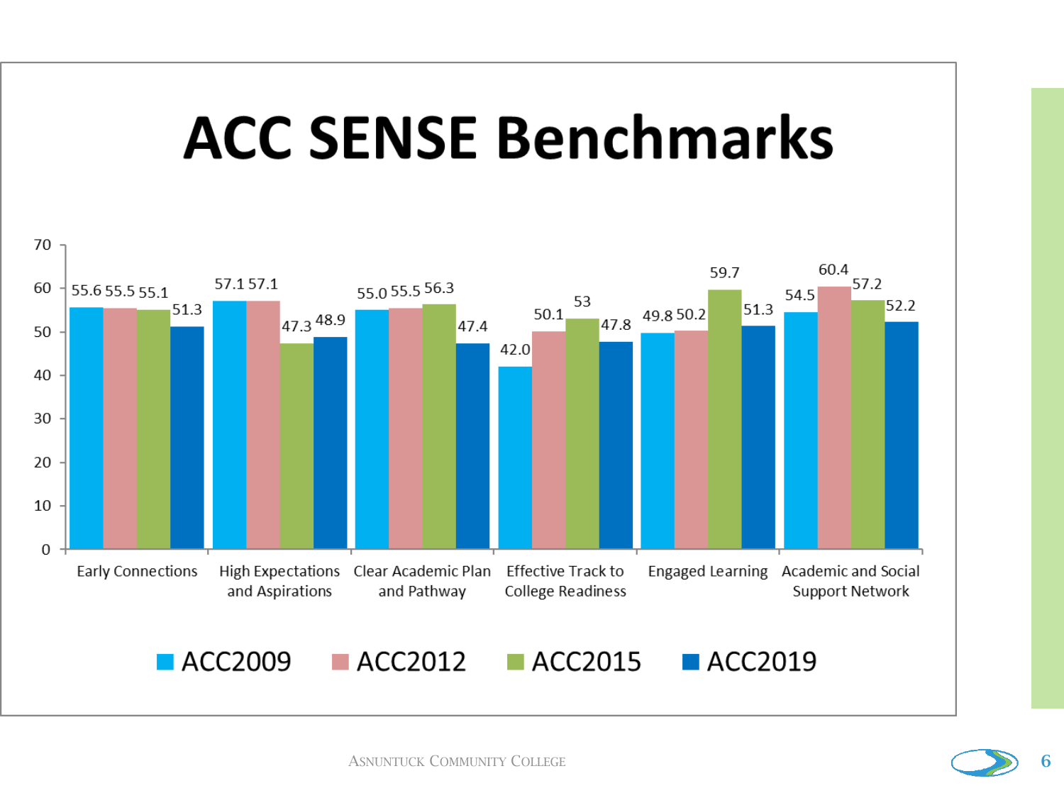# ACC SENSE Benchmarks

| Benchmark | ACC2009 | ACC2012 | ACC2015 | ACC2019 |
|---|---|---|---|---|
| Early Connections | 55.6 | 55.5 | 55.1 | 51.3 |
| High Expectations and Aspirations | 57.1 | 57.1 | 47.3 | 48.9 |
| Clear Academic Plan and Pathway | 55.0 | 55.5 | 56.3 | 47.4 |
| Effective Track to College Readiness | 42.0 | 50.1 | 53 | 47.8 |
| Engaged Learning | 49.8 | 50.2 | 59.7 | 51.3 |
| Academic and Social Support Network | 54.5 | 60.4 | 57.2 | 52.2 |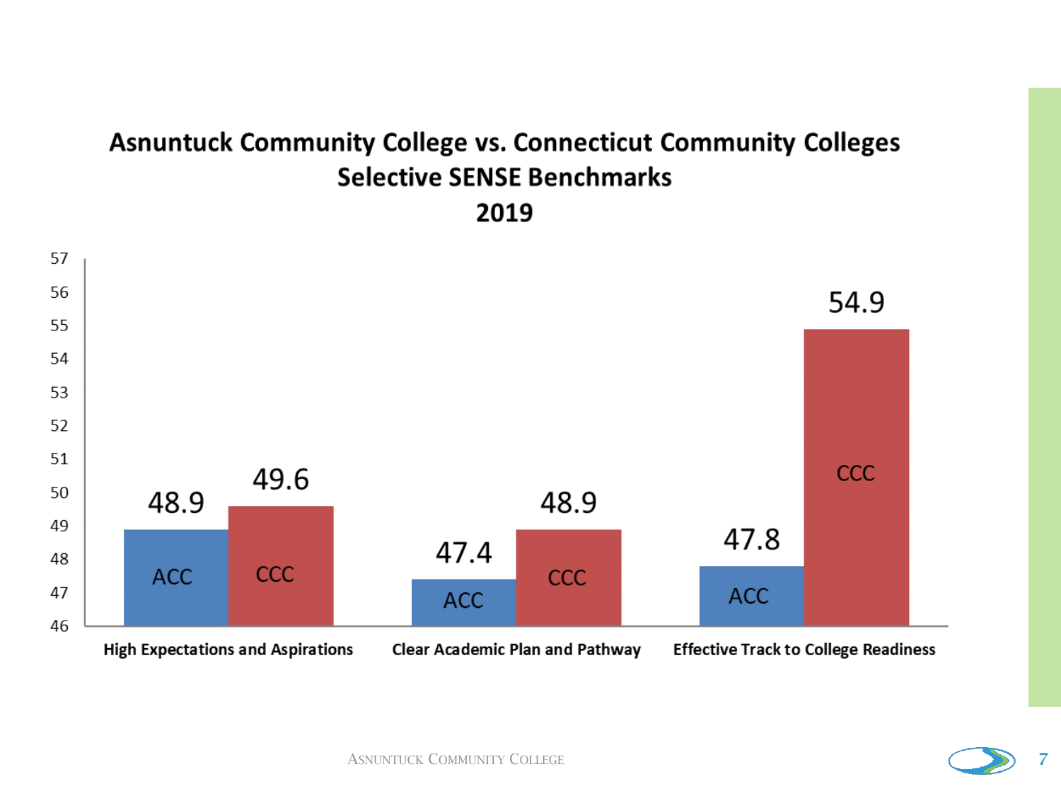# Asnuntuck Community College vs. Connecticut Community Colleges
## Selective SENSE Benchmarks
## 2019

| Benchmark | ACC | CCC |
| --- | --- | --- |
| High Expectations and Aspirations | 48.9 | 49.6 |
| Clear Academic Plan and Pathway | 47.4 | 48.9 |
| Effective Track to College Readiness | 47.8 | 54.9 |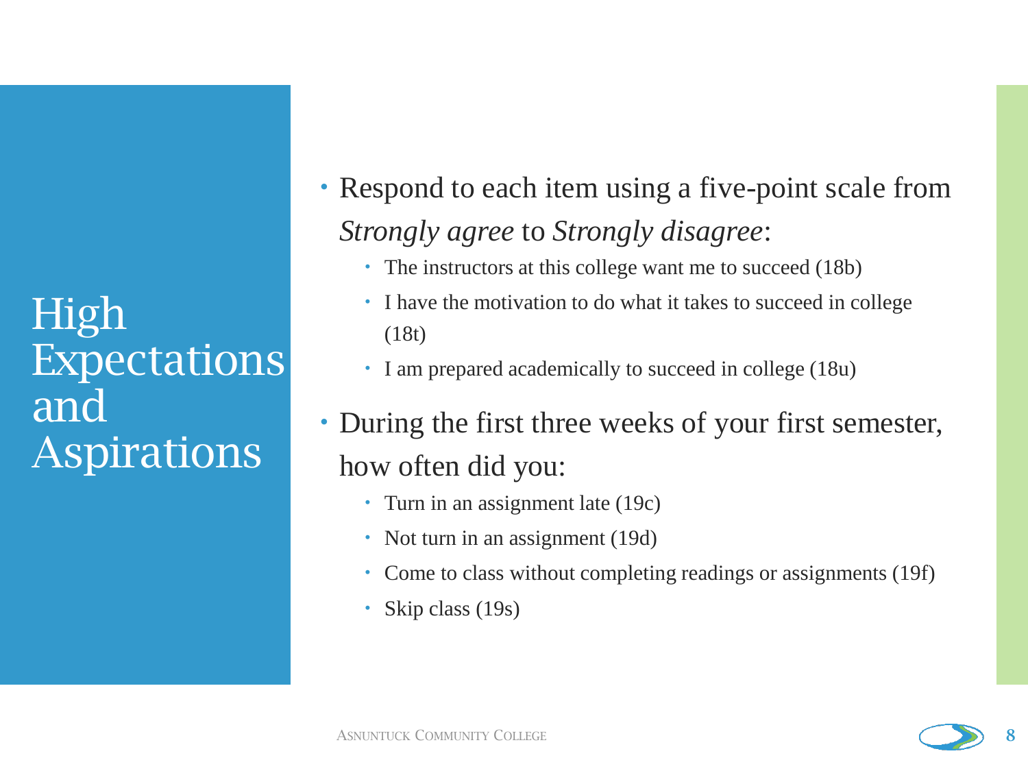# High Expectations and Aspirations

- Respond to each item using a five-point scale from *Strongly agree* to *Strongly disagree*:
  - The instructors at this college want me to succeed (18b)
  - I have the motivation to do what it takes to succeed in college (18t)
  - I am prepared academically to succeed in college (18u)
- During the first three weeks of your first semester, how often did you:
  - Turn in an assignment late (19c)
  - Not turn in an assignment (19d)
  - Come to class without completing readings or assignments (19f)
  - Skip class (19s)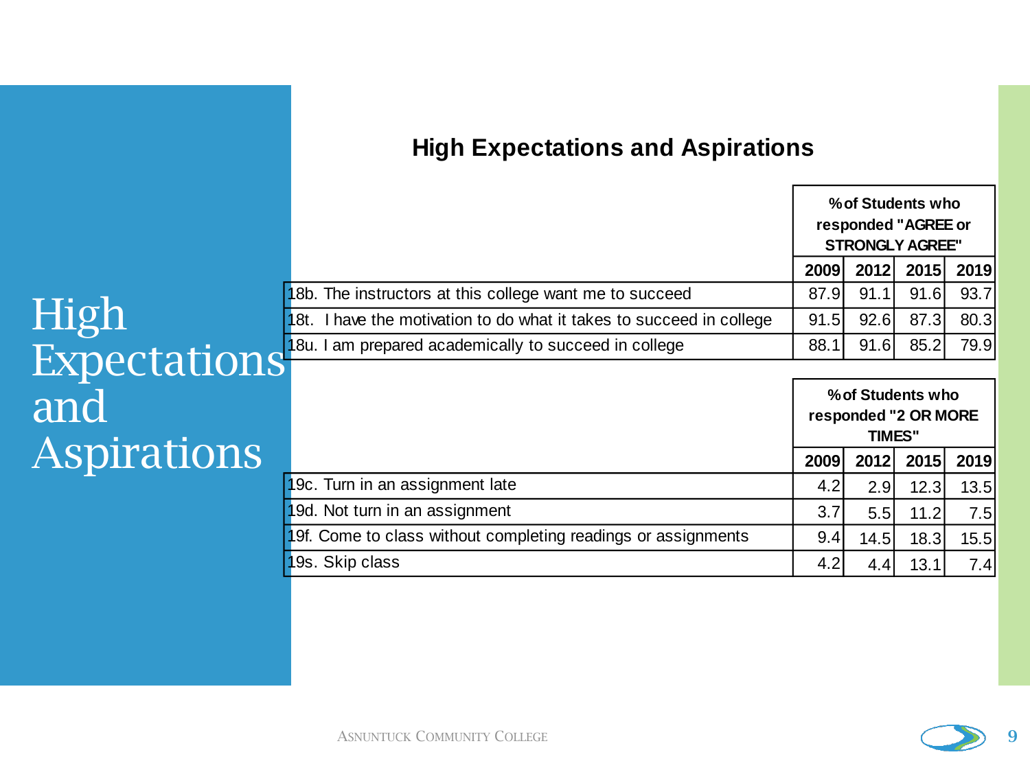# High Expectations and Aspirations

## High Expectations and Aspirations

| | % of Students who responded "AGREE or STRONGLY AGREE" | | | |
|---|---|---|---|---|
| | 2009 | 2012 | 2015 | 2019 |
| 18b. The instructors at this college want me to succeed | 87.9 | 91.1 | 91.6 | 93.7 |
| 18t. I have the motivation to do what it takes to succeed in college | 91.5 | 92.6 | 87.3 | 80.3 |
| 18u. I am prepared academically to succeed in college | 88.1 | 91.6 | 85.2 | 79.9 |

| | % of Students who responded "2 OR MORE TIMES" | | | |
|---|---|---|---|---|
| | 2009 | 2012 | 2015 | 2019 |
| 19c. Turn in an assignment late | 4.2 | 2.9 | 12.3 | 13.5 |
| 19d. Not turn in an assignment | 3.7 | 5.5 | 11.2 | 7.5 |
| 19f. Come to class without completing readings or assignments | 9.4 | 14.5 | 18.3 | 15.5 |
| 19s. Skip class | 4.2 | 4.4 | 13.1 | 7.4 |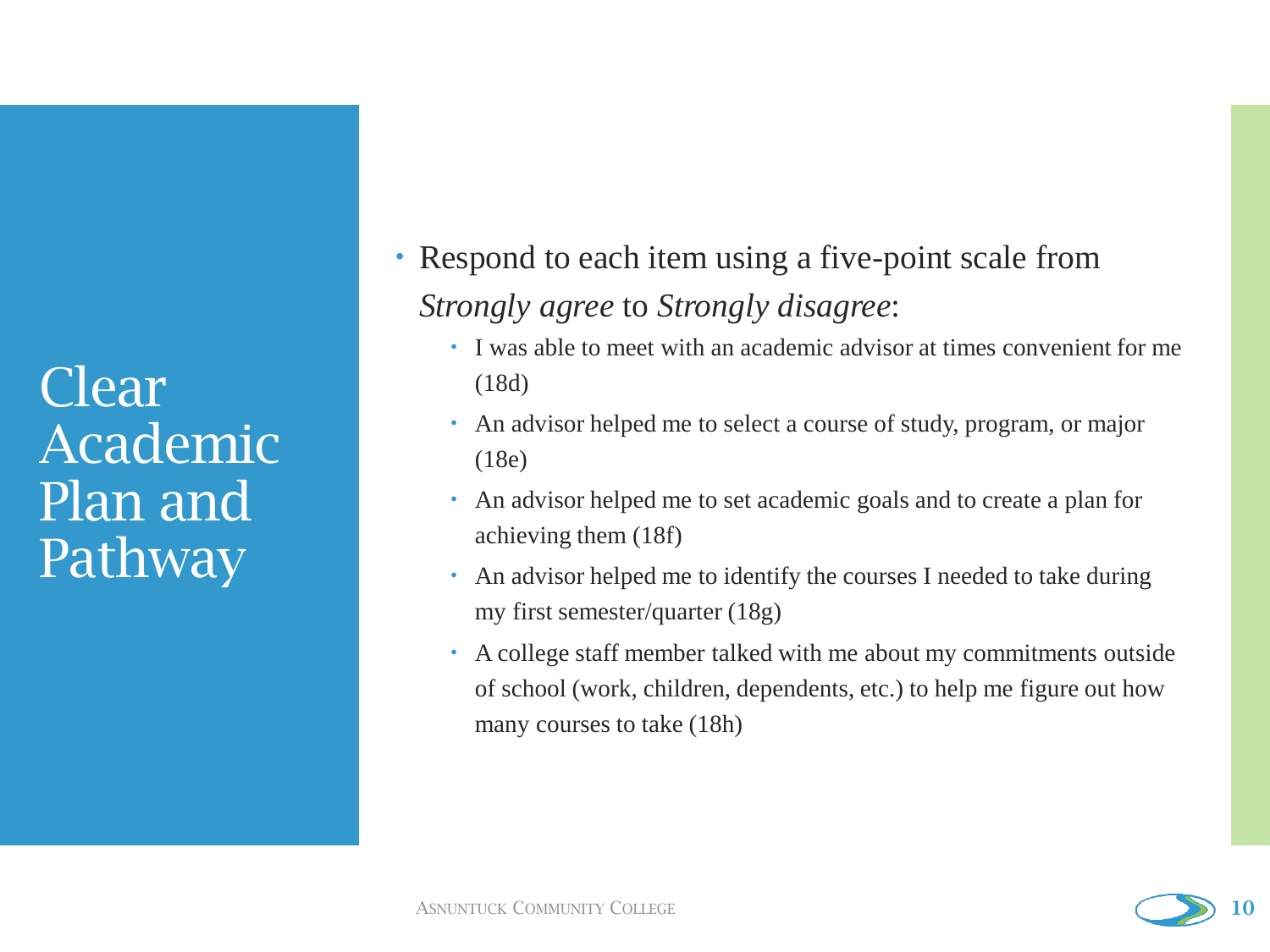# Clear Academic Plan and Pathway

- Respond to each item using a five-point scale from *Strongly agree* to *Strongly disagree*:
  - I was able to meet with an academic advisor at times convenient for me (18d)
  - An advisor helped me to select a course of study, program, or major (18e)
  - An advisor helped me to set academic goals and to create a plan for achieving them (18f)
  - An advisor helped me to identify the courses I needed to take during my first semester/quarter (18g)
  - A college staff member talked with me about my commitments outside of school (work, children, dependents, etc.) to help me figure out how many courses to take (18h)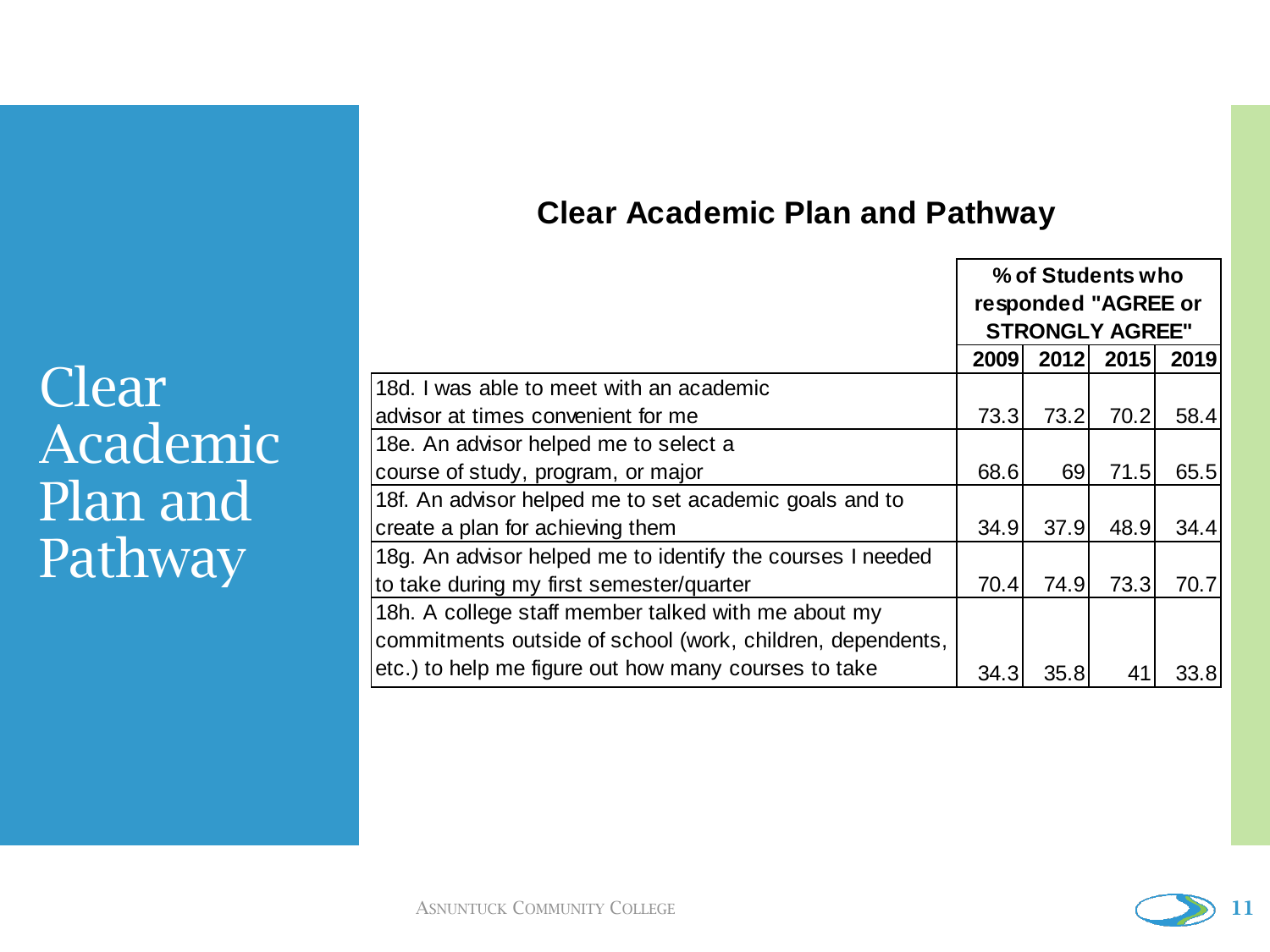# Clear Academic Plan and Pathway

## Clear Academic Plan and Pathway

| | % of Students who responded "AGREE or STRONGLY AGREE" | | | |
|---|---|---|---|---|
| | 2009 | 2012 | 2015 | 2019 |
| 18d. I was able to meet with an academic advisor at times convenient for me | 73.3 | 73.2 | 70.2 | 58.4 |
| 18e. An advisor helped me to select a course of study, program, or major | 68.6 | 69 | 71.5 | 65.5 |
| 18f. An advisor helped me to set academic goals and to create a plan for achieving them | 34.9 | 37.9 | 48.9 | 34.4 |
| 18g. An advisor helped me to identify the courses I needed to take during my first semester/quarter | 70.4 | 74.9 | 73.3 | 70.7 |
| 18h. A college staff member talked with me about my commitments outside of school (work, children, dependents, etc.) to help me figure out how many courses to take | 34.3 | 35.8 | 41 | 33.8 |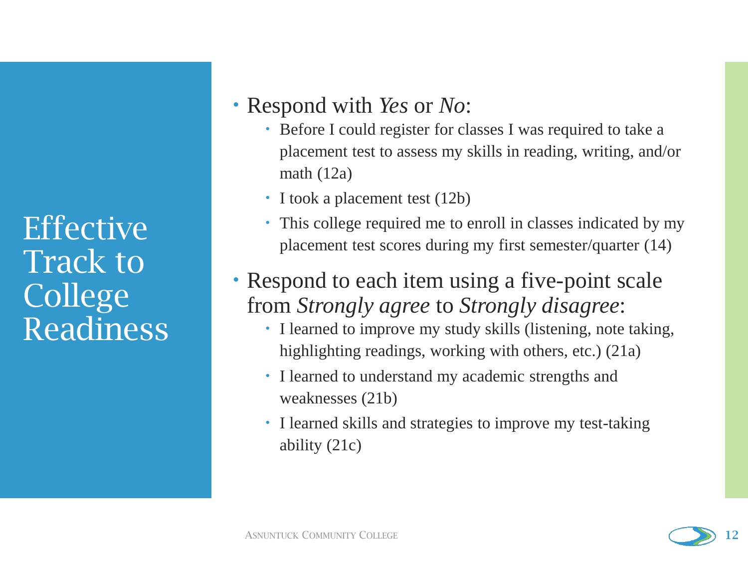# Effective Track to College Readiness

- Respond with *Yes* or *No*:
  - Before I could register for classes I was required to take a placement test to assess my skills in reading, writing, and/or math (12a)
  - I took a placement test (12b)
  - This college required me to enroll in classes indicated by my placement test scores during my first semester/quarter (14)
- Respond to each item using a five-point scale from *Strongly agree* to *Strongly disagree*:
  - I learned to improve my study skills (listening, note taking, highlighting readings, working with others, etc.) (21a)
  - I learned to understand my academic strengths and weaknesses (21b)
  - I learned skills and strategies to improve my test-taking ability (21c)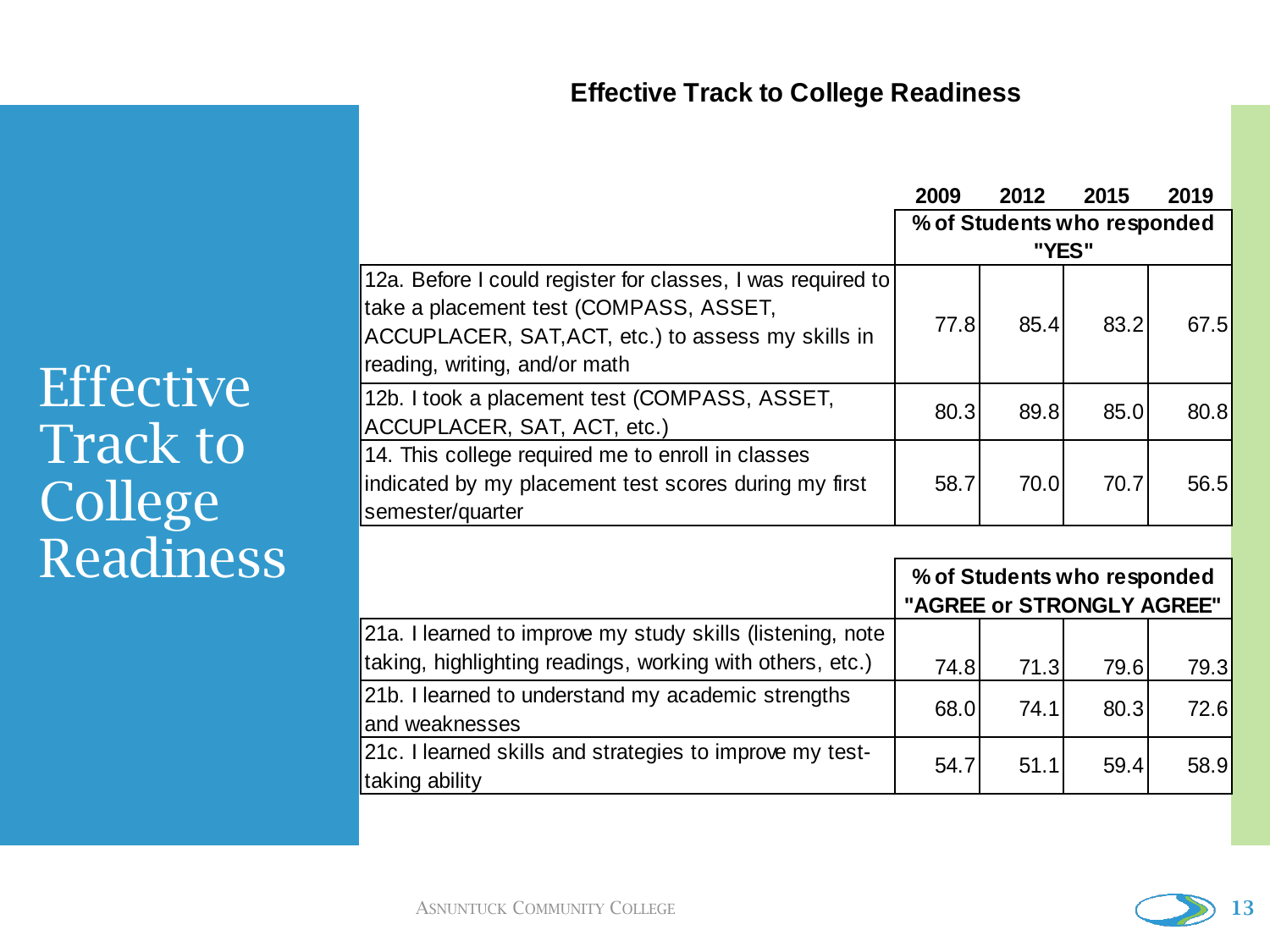# Effective Track to College Readiness

## Effective Track to College Readiness

| | 2009 | 2012 | 2015 | 2019 |
|---|---|---|---|---|
| | % of Students who responded "YES" | | | |
| 12a. Before I could register for classes, I was required to take a placement test (COMPASS, ASSET, ACCUPLACER, SAT,ACT, etc.) to assess my skills in reading, writing, and/or math | 77.8 | 85.4 | 83.2 | 67.5 |
| 12b. I took a placement test (COMPASS, ASSET, ACCUPLACER, SAT, ACT, etc.) | 80.3 | 89.8 | 85.0 | 80.8 |
| 14. This college required me to enroll in classes indicated by my placement test scores during my first semester/quarter | 58.7 | 70.0 | 70.7 | 56.5 |

| | % of Students who responded "AGREE or STRONGLY AGREE" | | | |
|---|---|---|---|---|
| 21a. I learned to improve my study skills (listening, note taking, highlighting readings, working with others, etc.) | 74.8 | 71.3 | 79.6 | 79.3 |
| 21b. I learned to understand my academic strengths and weaknesses | 68.0 | 74.1 | 80.3 | 72.6 |
| 21c. I learned skills and strategies to improve my test-taking ability | 54.7 | 51.1 | 59.4 | 58.9 |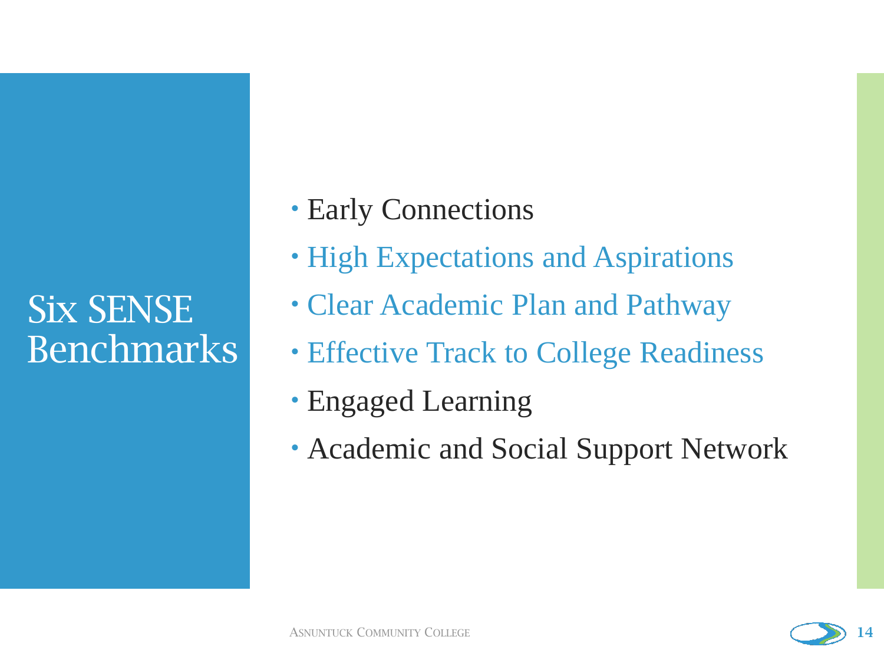# Six SENSE Benchmarks

- Early Connections
- High Expectations and Aspirations
- Clear Academic Plan and Pathway
- Effective Track to College Readiness
- Engaged Learning
- Academic and Social Support Network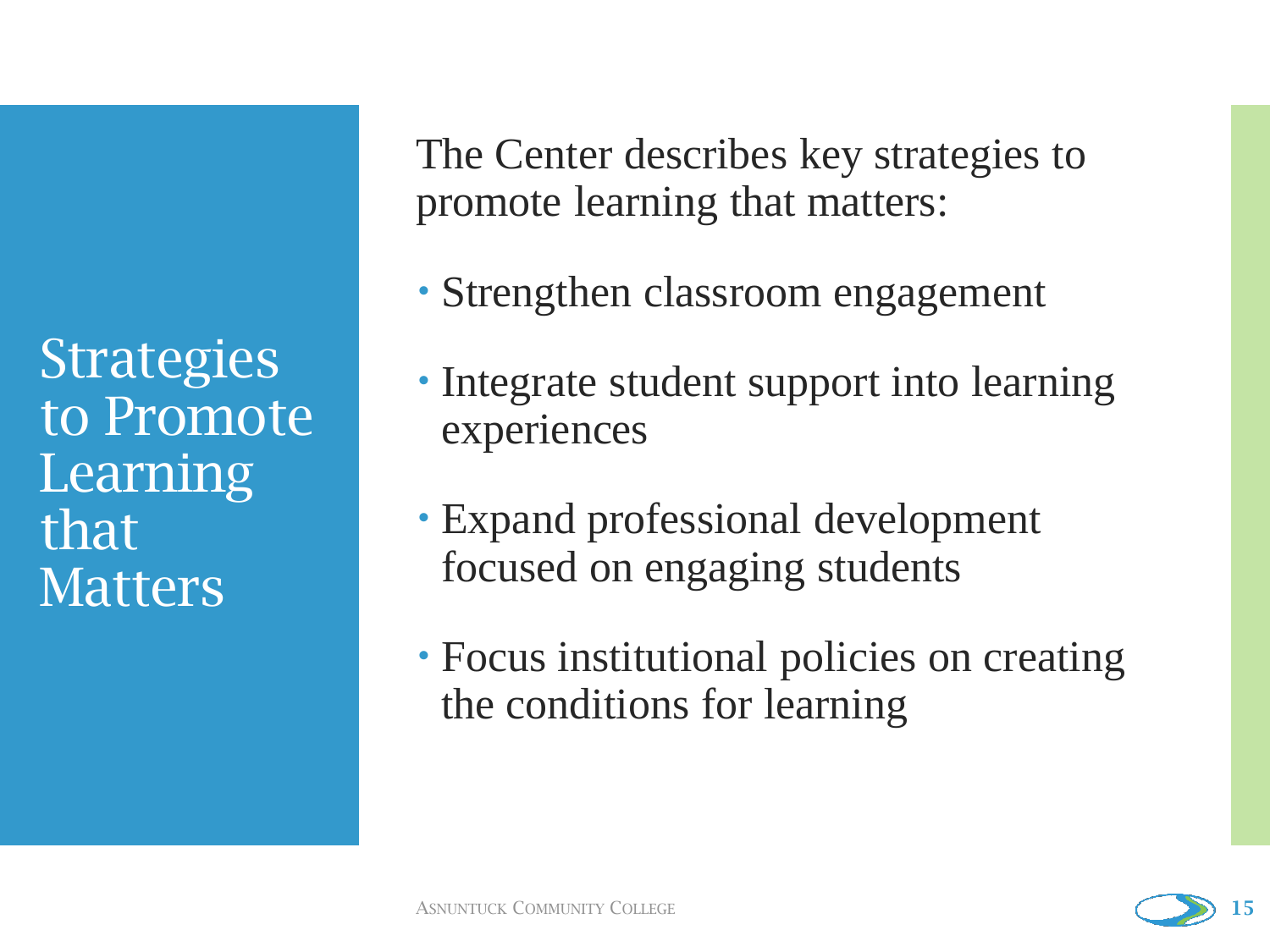# Strategies to Promote Learning that Matters

The Center describes key strategies to promote learning that matters:

- Strengthen classroom engagement
- Integrate student support into learning experiences
- Expand professional development focused on engaging students
- Focus institutional policies on creating the conditions for learning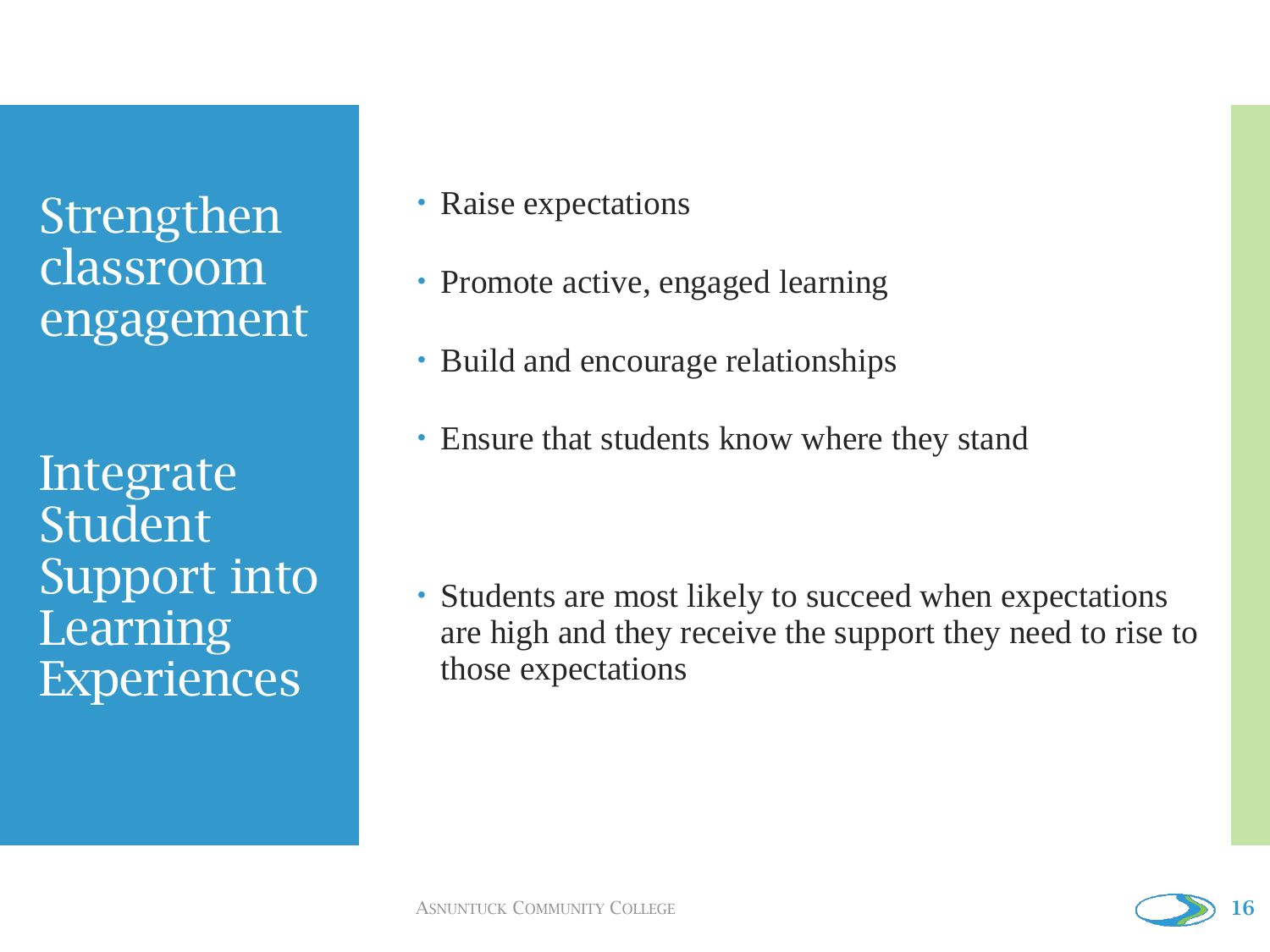## Strengthen classroom engagement

## Integrate Student Support into Learning Experiences

- Raise expectations
- Promote active, engaged learning
- Build and encourage relationships
- Ensure that students know where they stand

- Students are most likely to succeed when expectations are high and they receive the support they need to rise to those expectations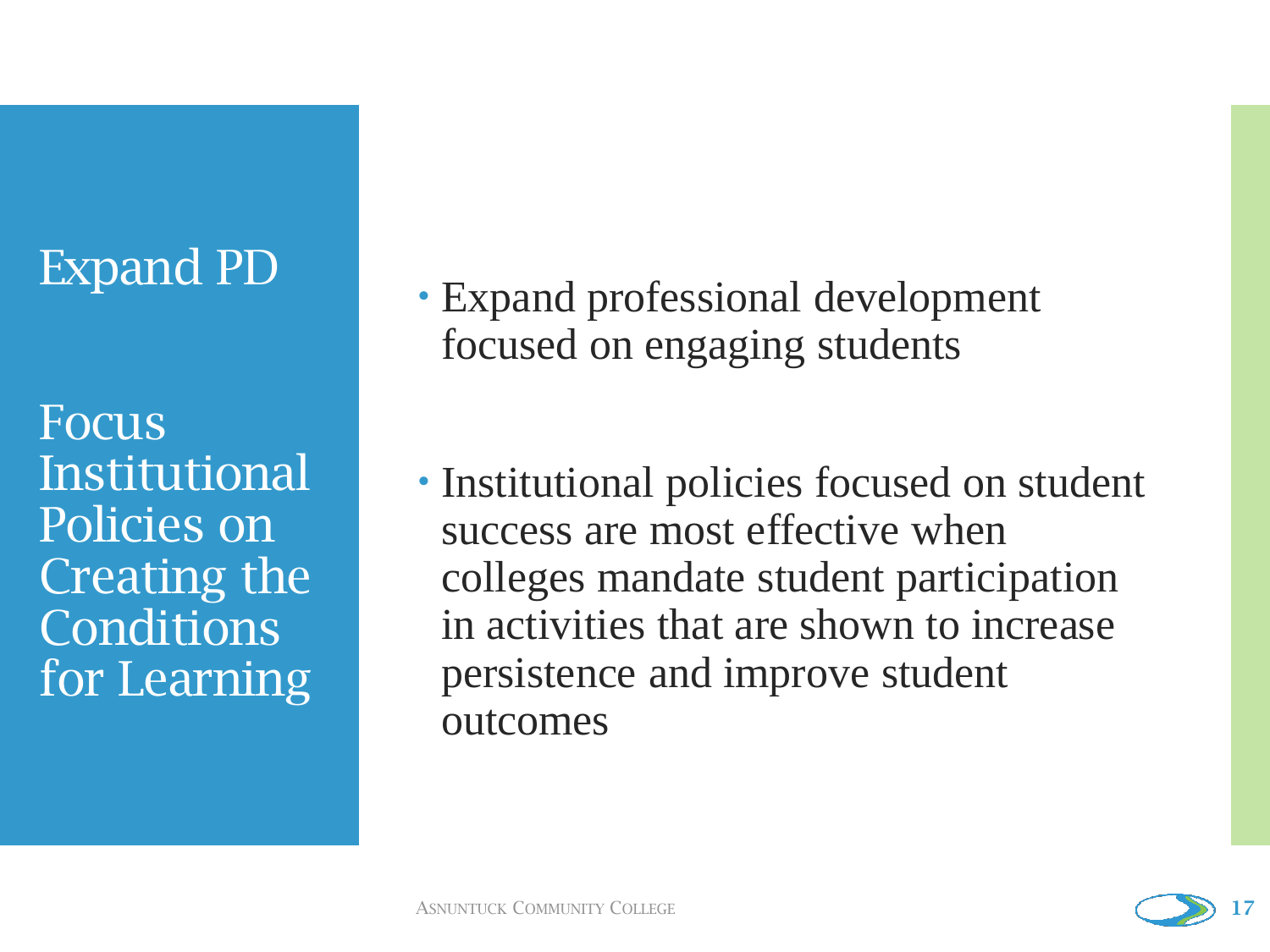## Expand PD

## Focus Institutional Policies on Creating the Conditions for Learning

- Expand professional development focused on engaging students

- Institutional policies focused on student success are most effective when colleges mandate student participation in activities that are shown to increase persistence and improve student outcomes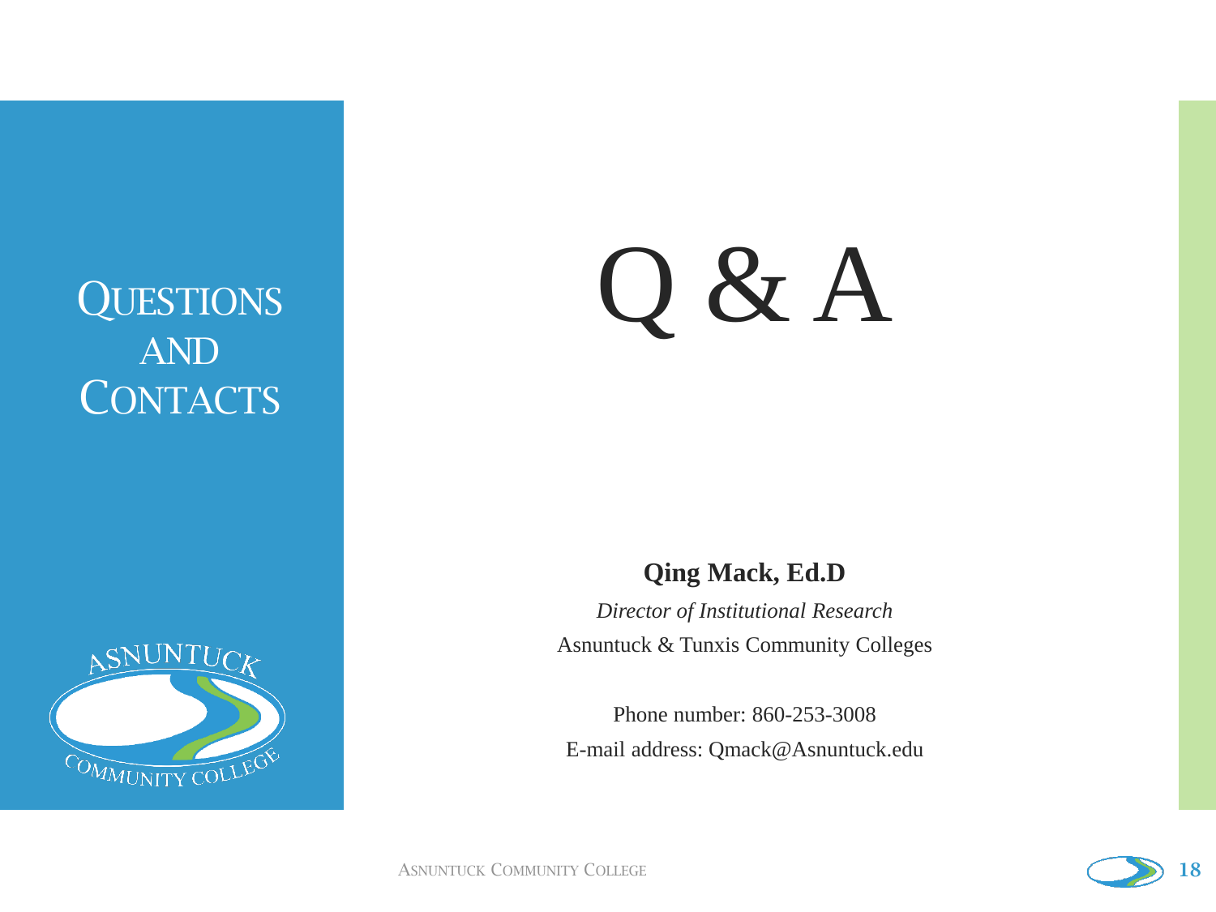# Questions and Contacts

# Q & A

**Qing Mack, Ed.D**

*Director of Institutional Research*

Asnuntuck & Tunxis Community Colleges

Phone number: 860-253-3008

E-mail address: Qmack@Asnuntuck.edu